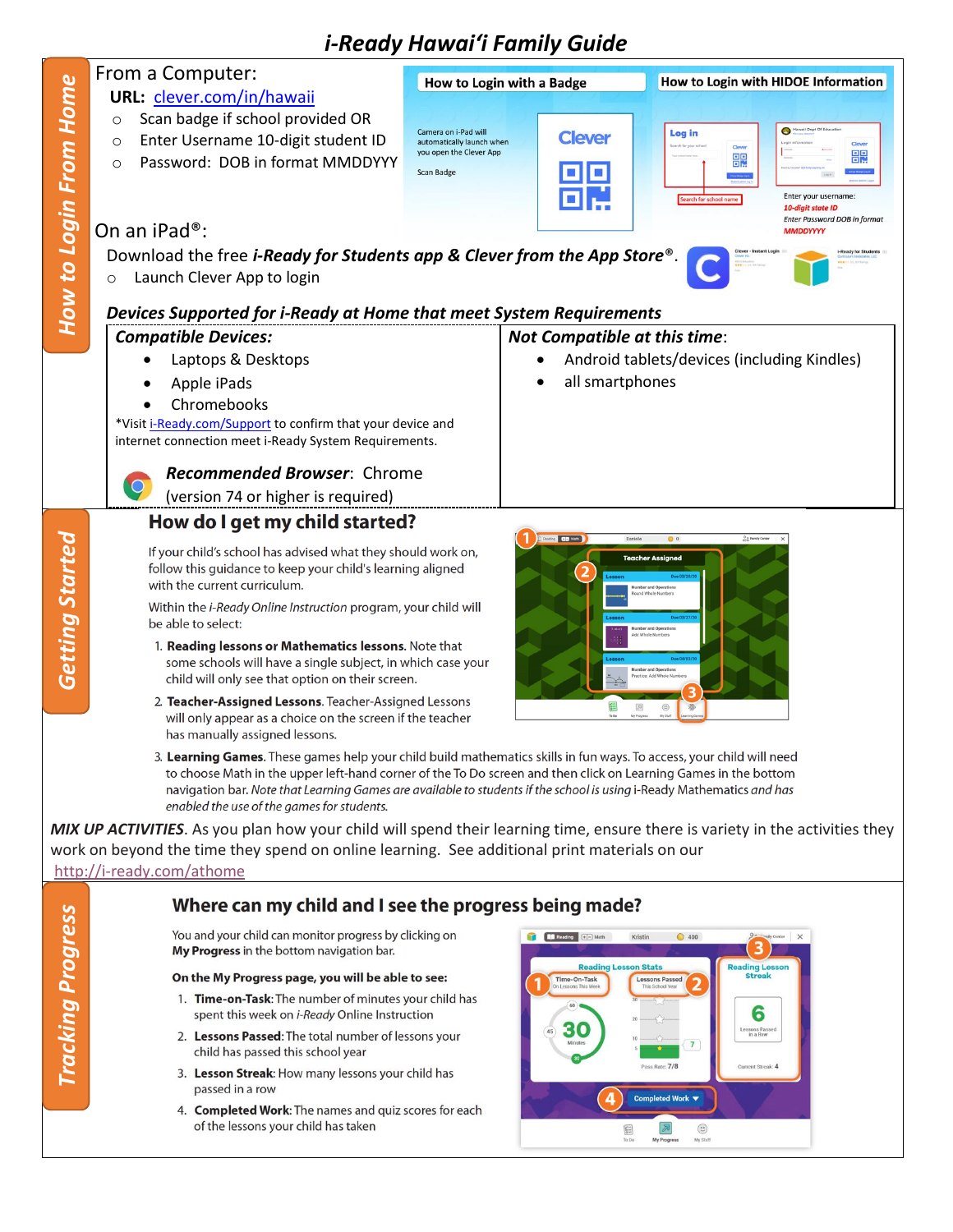# *i-Ready Hawai'i Family Guide*

## How to Login From Home

From a Computer:

**URL:** clever.com/in/hawaii

- Scan badge if school provided OR
- Enter Username 10-digit student ID
- Password: DOB in format MMDDYYY

**How to Login with a Badge**

Camera on i-Pad will automatically launch when you open the Clever App

Scan Badge

**How to Login with HIDOE Information**

Enter your username: *10-digit state ID*

*Enter Password DOB in format MMDDYYYY*

On an iPad®:

Download the free ***i-Ready for Students app & Clever from the App Store***®.

- Launch Clever App to login

***Devices Supported for i-Ready at Home that meet System Requirements***

| ***Compatible Devices:*** | ***Not Compatible at this time:*** |
|---|---|
| • Laptops & Desktops<br>• Apple iPads<br>• Chromebooks<br>*Visit i-Ready.com/Support to confirm that your device and internet connection meet i-Ready System Requirements.<br>***Recommended Browser***: Chrome (version 74 or higher is required) | • Android tablets/devices (including Kindles)<br>• all smartphones |

## Getting Started

### How do I get my child started?

If your child's school has advised what they should work on, follow this guidance to keep your child's learning aligned with the current curriculum.

Within the *i-Ready Online Instruction* program, your child will be able to select:

1. **Reading lessons or Mathematics lessons.** Note that some schools will have a single subject, in which case your child will only see that option on their screen.
2. **Teacher-Assigned Lessons.** Teacher-Assigned Lessons will only appear as a choice on the screen if the teacher has manually assigned lessons.
3. **Learning Games.** These games help your child build mathematics skills in fun ways. To access, your child will need to choose Math in the upper left-hand corner of the To Do screen and then click on Learning Games in the bottom navigation bar. *Note that Learning Games are available to students if the school is using* i-Ready Mathematics *and has enabled the use of the games for students.*

***MIX UP ACTIVITIES***. As you plan how your child will spend their learning time, ensure there is variety in the activities they work on beyond the time they spend on online learning. See additional print materials on our http://i-ready.com/athome

## Tracking Progress

### Where can my child and I see the progress being made?

You and your child can monitor progress by clicking on **My Progress** in the bottom navigation bar.

**On the My Progress page, you will be able to see:**

1. **Time-on-Task**: The number of minutes your child has spent this week on *i-Ready* Online Instruction
2. **Lessons Passed**: The total number of lessons your child has passed this school year
3. **Lesson Streak**: How many lessons your child has passed in a row
4. **Completed Work**: The names and quiz scores for each of the lessons your child has taken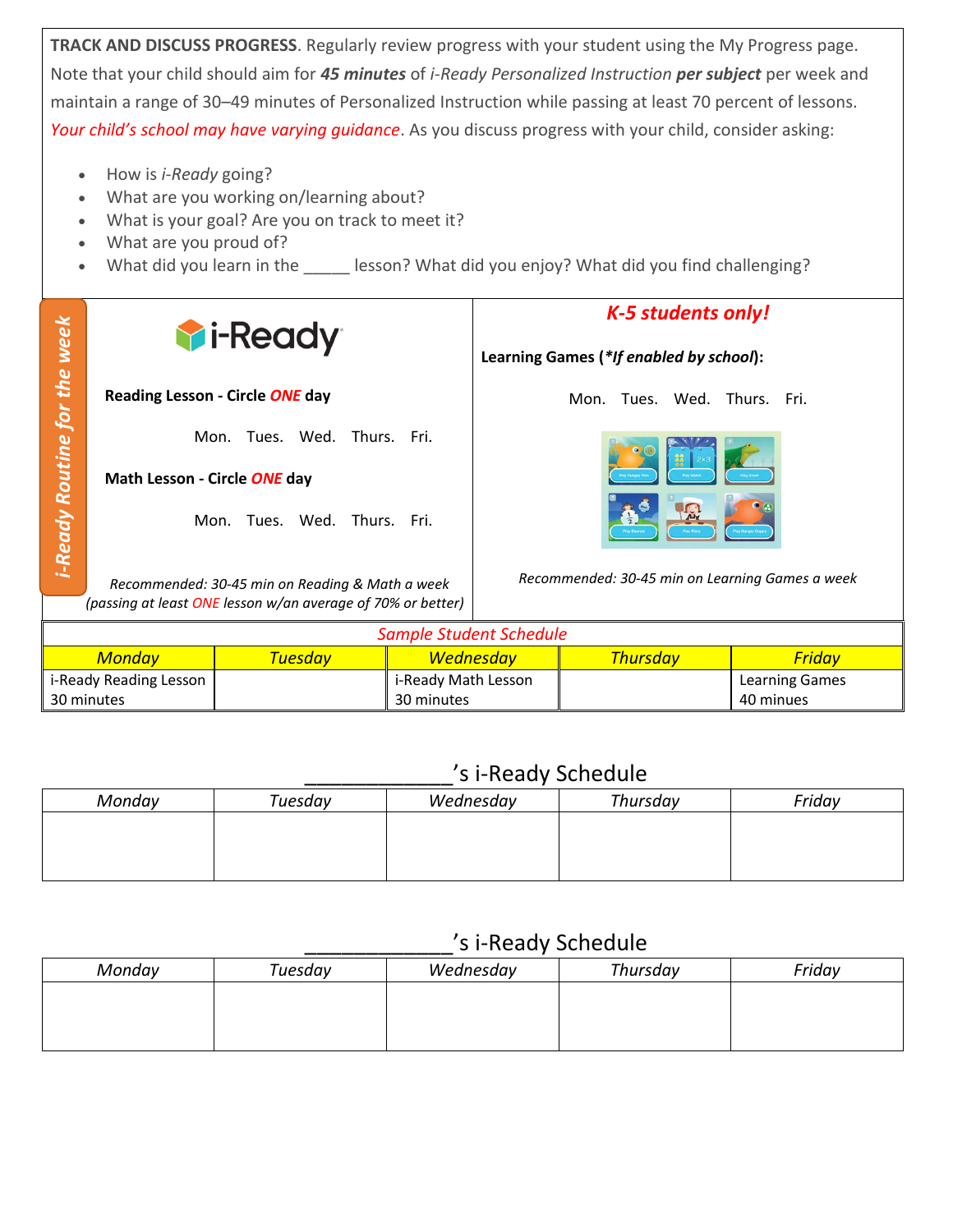**TRACK AND DISCUSS PROGRESS**. Regularly review progress with your student using the My Progress page. Note that your child should aim for ***45 minutes*** of *i-Ready Personalized Instruction* ***per subject*** per week and maintain a range of 30–49 minutes of Personalized Instruction while passing at least 70 percent of lessons. *Your child's school may have varying guidance*. As you discuss progress with your child, consider asking:

- How is *i-Ready* going?
- What are you working on/learning about?
- What is your goal? Are you on track to meet it?
- What are you proud of?
- What did you learn in the _____ lesson? What did you enjoy? What did you find challenging?

*i-Ready Routine for the week*

i-Ready

**Reading Lesson - Circle *ONE* day**

Mon. Tues. Wed. Thurs. Fri.

**Math Lesson - Circle *ONE* day**

Mon. Tues. Wed. Thurs. Fri.

*Recommended: 30-45 min on Reading & Math a week (passing at least ONE lesson w/an average of 70% or better)*

***K-5 students only!***

**Learning Games (*\*If enabled by school*):**

Mon. Tues. Wed. Thurs. Fri.

*Recommended: 30-45 min on Learning Games a week*

| *Sample Student Schedule* | | | | |
|---|---|---|---|---|
| *Monday* | *Tuesday* | *Wednesday* | *Thursday* | *Friday* |
| i-Ready Reading Lesson 30 minutes | | i-Ready Math Lesson 30 minutes | | Learning Games 40 minues |

## ____________'s i-Ready Schedule

| *Monday* | *Tuesday* | *Wednesday* | *Thursday* | *Friday* |
|---|---|---|---|---|
| | | | | |

## ____________'s i-Ready Schedule

| *Monday* | *Tuesday* | *Wednesday* | *Thursday* | *Friday* |
|---|---|---|---|---|
| | | | | |